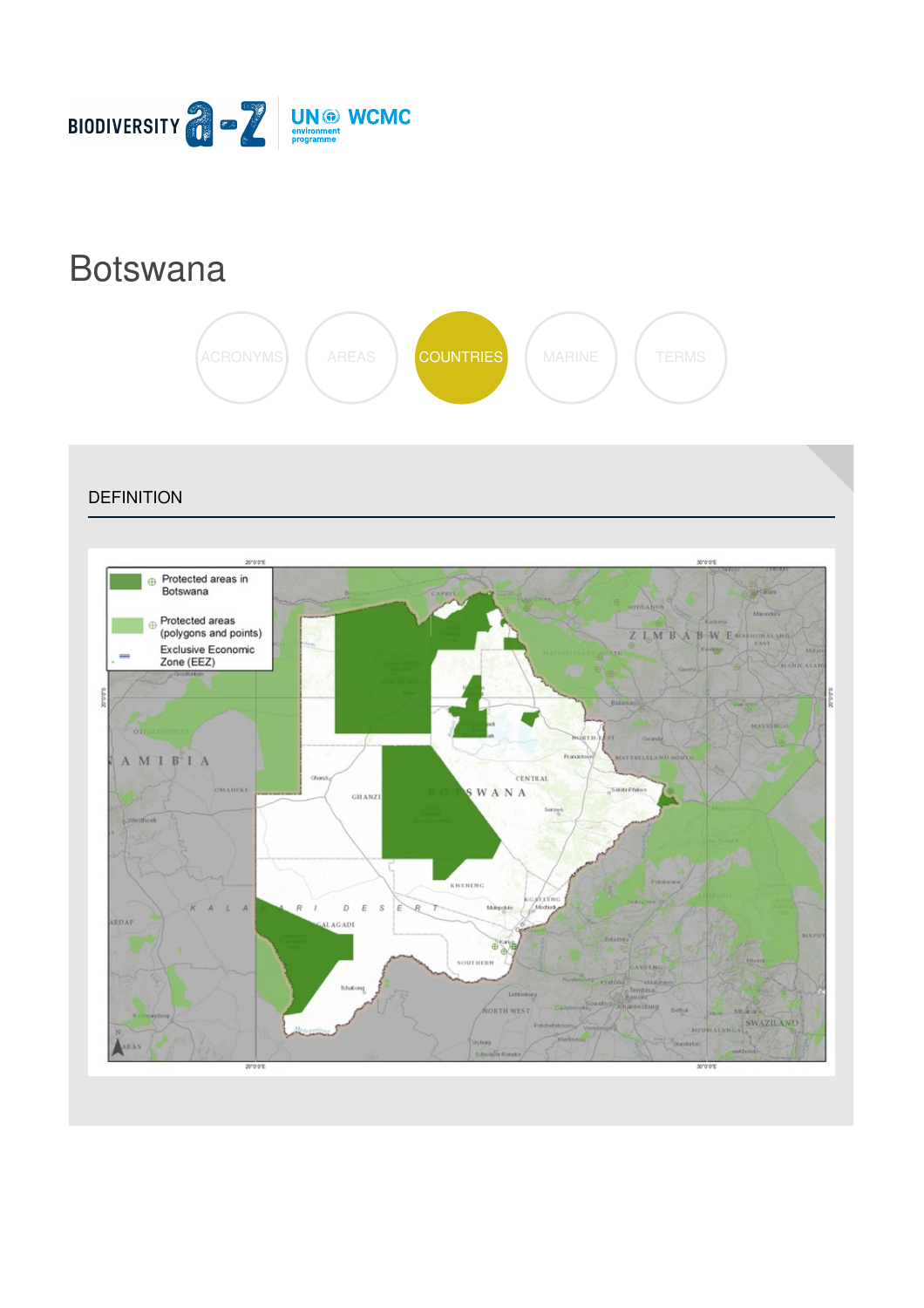# Botswana

ACRONYMS AREAS COUNTRIES MARINE TERMS

## DEFINITION

Protected areas in Botswana

Protected areas (polygons and points)

Exclusive Economic Zone (EEZ)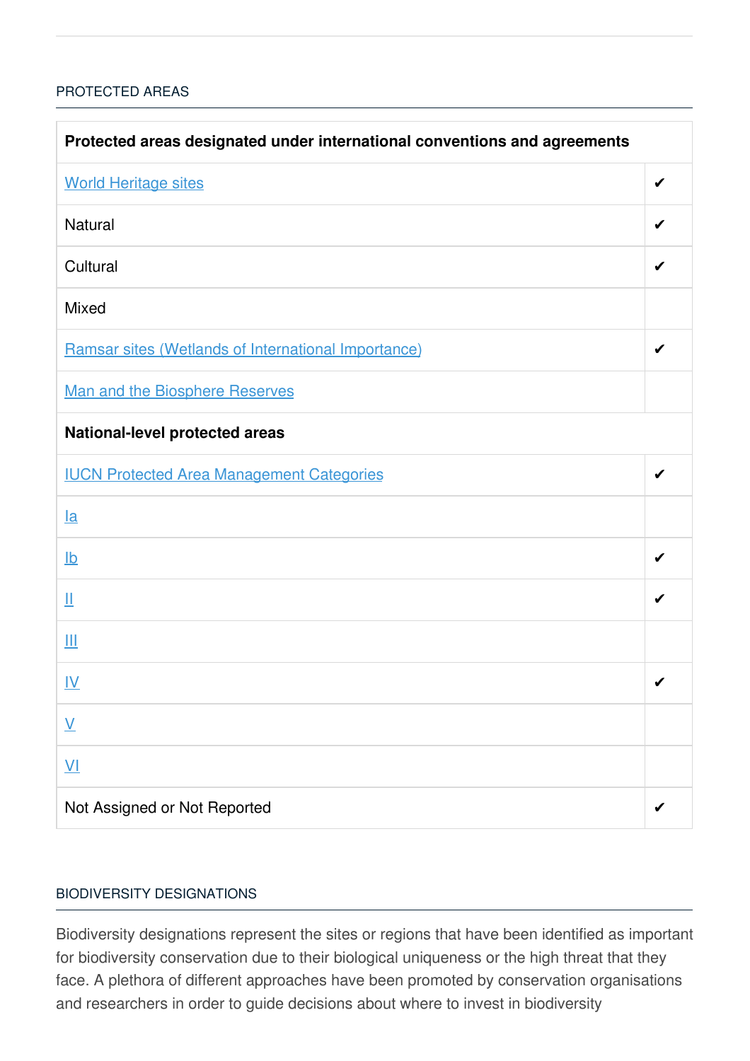## PROTECTED AREAS

| Protected areas designated under international conventions and agreements | |
|---|---|
| World Heritage sites | ✔ |
| Natural | ✔ |
| Cultural | ✔ |
| Mixed | |
| Ramsar sites (Wetlands of International Importance) | ✔ |
| Man and the Biosphere Reserves | |
| **National-level protected areas** | |
| IUCN Protected Area Management Categories | ✔ |
| Ia | |
| Ib | ✔ |
| II | ✔ |
| III | |
| IV | ✔ |
| V | |
| VI | |
| Not Assigned or Not Reported | ✔ |

## BIODIVERSITY DESIGNATIONS

Biodiversity designations represent the sites or regions that have been identified as important for biodiversity conservation due to their biological uniqueness or the high threat that they face. A plethora of different approaches have been promoted by conservation organisations and researchers in order to guide decisions about where to invest in biodiversity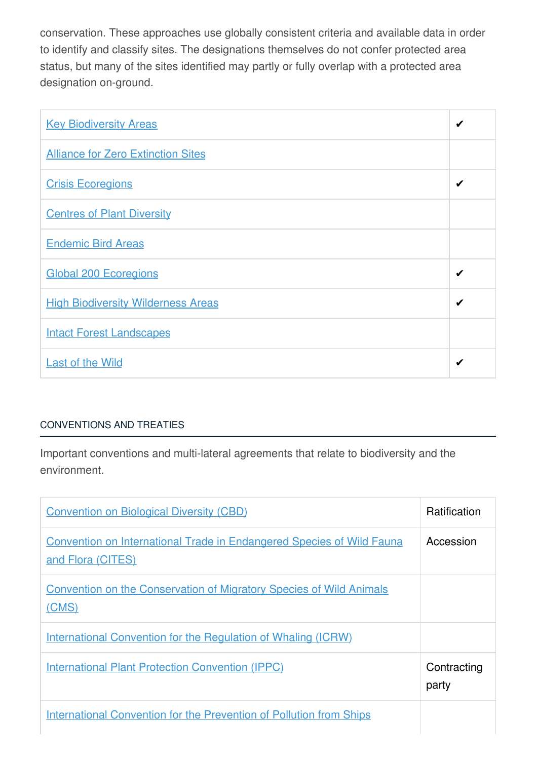conservation. These approaches use globally consistent criteria and available data in order to identify and classify sites. The designations themselves do not confer protected area status, but many of the sites identified may partly or fully overlap with a protected area designation on-ground.

| | |
|---|---|
| Key Biodiversity Areas | ✔ |
| Alliance for Zero Extinction Sites | |
| Crisis Ecoregions | ✔ |
| Centres of Plant Diversity | |
| Endemic Bird Areas | |
| Global 200 Ecoregions | ✔ |
| High Biodiversity Wilderness Areas | ✔ |
| Intact Forest Landscapes | |
| Last of the Wild | ✔ |

## CONVENTIONS AND TREATIES

Important conventions and multi-lateral agreements that relate to biodiversity and the environment.

| | |
|---|---|
| Convention on Biological Diversity (CBD) | Ratification |
| Convention on International Trade in Endangered Species of Wild Fauna and Flora (CITES) | Accession |
| Convention on the Conservation of Migratory Species of Wild Animals (CMS) | |
| International Convention for the Regulation of Whaling (ICRW) | |
| International Plant Protection Convention (IPPC) | Contracting party |
| International Convention for the Prevention of Pollution from Ships | |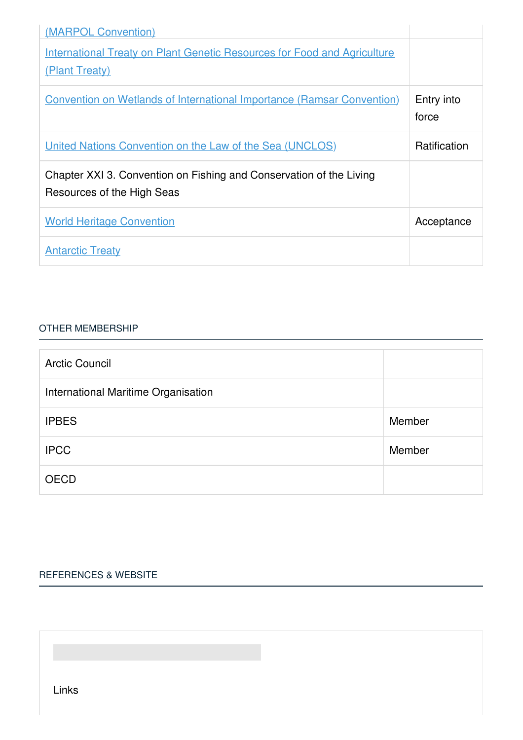| | |
|---|---|
| (MARPOL Convention) | |
| International Treaty on Plant Genetic Resources for Food and Agriculture (Plant Treaty) | |
| Convention on Wetlands of International Importance (Ramsar Convention) | Entry into force |
| United Nations Convention on the Law of the Sea (UNCLOS) | Ratification |
| Chapter XXI 3. Convention on Fishing and Conservation of the Living Resources of the High Seas | |
| World Heritage Convention | Acceptance |
| Antarctic Treaty | |

## OTHER MEMBERSHIP

| | |
|---|---|
| Arctic Council | |
| International Maritime Organisation | |
| IPBES | Member |
| IPCC | Member |
| OECD | |

## REFERENCES & WEBSITE

Links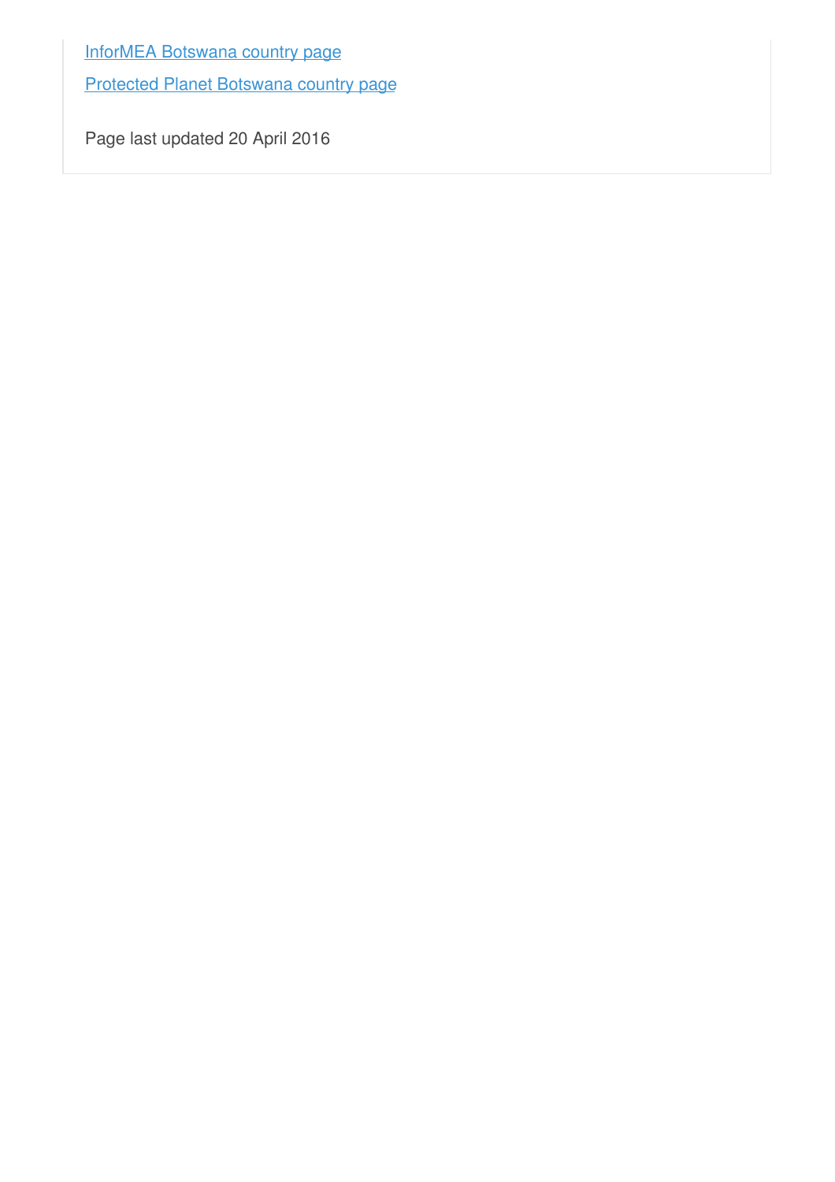[InforMEA Botswana country page]

[Protected Planet Botswana country page]

Page last updated 20 April 2016